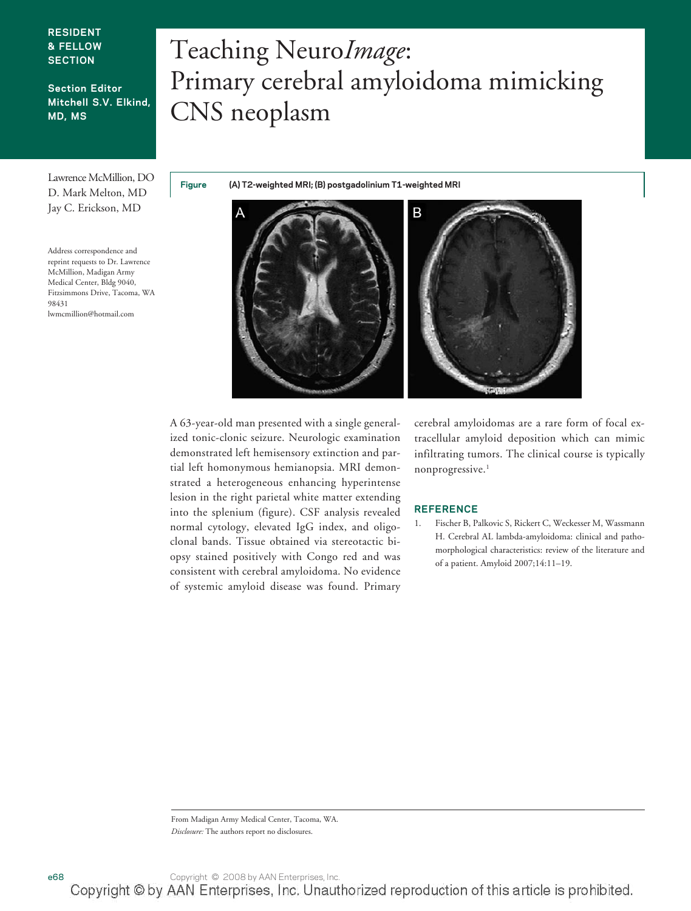RESIDENT & FELLOW SECTION

Section Editor Mitchell S.V. Elkind, MD, MS

# Teaching Neuro*Image*: Primary cerebral amyloidoma mimicking CNS neoplasm

Lawrence McMillion, DO
D. Mark Melton, MD
Jay C. Erickson, MD

Address correspondence and reprint requests to Dr. Lawrence McMillion, Madigan Army Medical Center, Bldg 9040, Fitzsimmons Drive, Tacoma, WA 98431
lwmcmillion@hotmail.com

**Figure** (A) T2-weighted MRI; (B) postgadolinium T1-weighted MRI

A 63-year-old man presented with a single generalized tonic-clonic seizure. Neurologic examination demonstrated left hemisensory extinction and partial left homonymous hemianopsia. MRI demonstrated a heterogeneous enhancing hyperintense lesion in the right parietal white matter extending into the splenium (figure). CSF analysis revealed normal cytology, elevated IgG index, and oligoclonal bands. Tissue obtained via stereotactic biopsy stained positively with Congo red and was consistent with cerebral amyloidoma. No evidence of systemic amyloid disease was found. Primary cerebral amyloidomas are a rare form of focal extracellular amyloid deposition which can mimic infiltrating tumors. The clinical course is typically nonprogressive.[1]

## REFERENCE

1. Fischer B, Palkovic S, Rickert C, Weckesser M, Wassmann H. Cerebral AL lambda-amyloidoma: clinical and pathomorphological characteristics: review of the literature and of a patient. Amyloid 2007;14:11–19.

From Madigan Army Medical Center, Tacoma, WA.
*Disclosure:* The authors report no disclosures.

Copyright © 2008 by AAN Enterprises, Inc.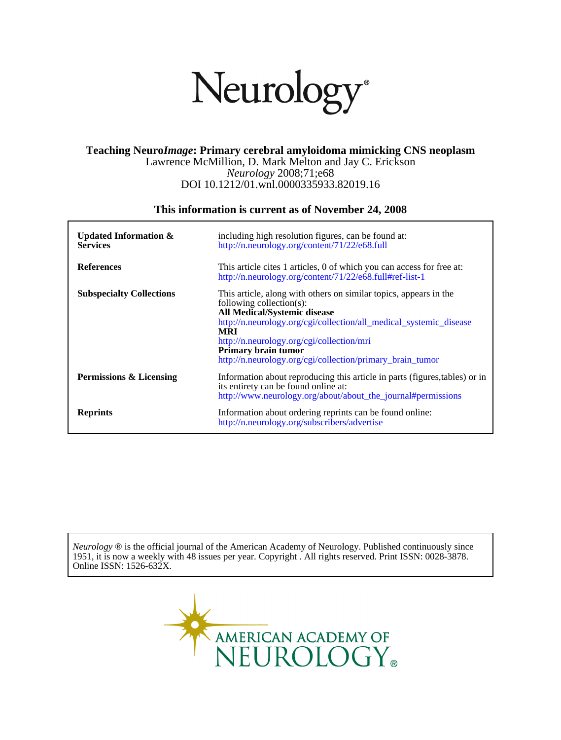# Neurology®

**Teaching Neuro*Image*: Primary cerebral amyloidoma mimicking CNS neoplasm**

Lawrence McMillion, D. Mark Melton and Jay C. Erickson

*Neurology* 2008;71;e68

DOI 10.1212/01.wnl.0000335933.82019.16

**This information is current as of November 24, 2008**

| | |
|---|---|
| **Updated Information & Services** | including high resolution figures, can be found at: http://n.neurology.org/content/71/22/e68.full |
| **References** | This article cites 1 articles, 0 of which you can access for free at: http://n.neurology.org/content/71/22/e68.full#ref-list-1 |
| **Subspecialty Collections** | This article, along with others on similar topics, appears in the following collection(s): **All Medical/Systemic disease** http://n.neurology.org/cgi/collection/all_medical_systemic_disease **MRI** http://n.neurology.org/cgi/collection/mri **Primary brain tumor** http://n.neurology.org/cgi/collection/primary_brain_tumor |
| **Permissions & Licensing** | Information about reproducing this article in parts (figures,tables) or in its entirety can be found online at: http://www.neurology.org/about/about_the_journal#permissions |
| **Reprints** | Information about ordering reprints can be found online: http://n.neurology.org/subscribers/advertise |

*Neurology* ® is the official journal of the American Academy of Neurology. Published continuously since 1951, it is now a weekly with 48 issues per year. Copyright . All rights reserved. Print ISSN: 0028-3878. Online ISSN: 1526-632X.

AMERICAN ACADEMY OF NEUROLOGY®